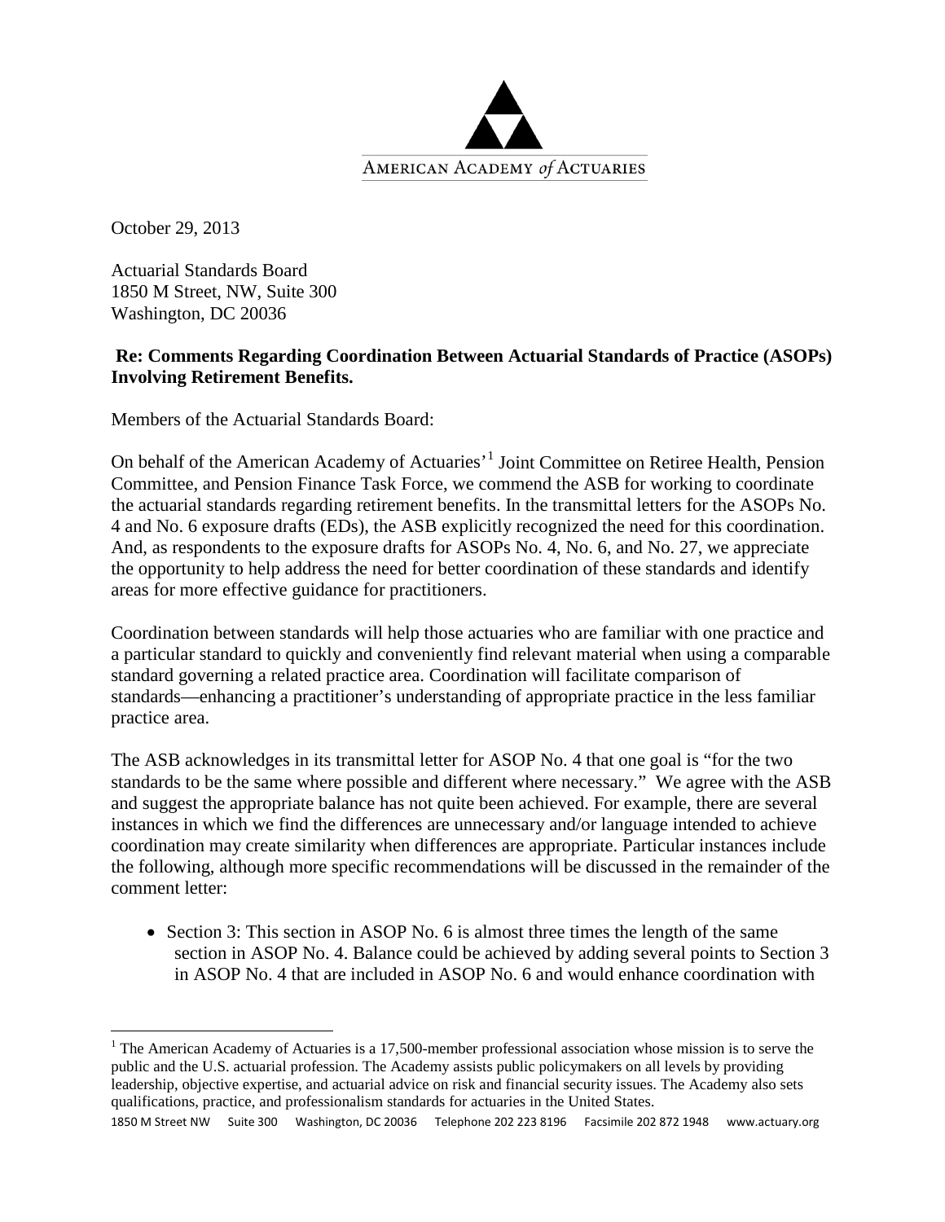AMERICAN ACADEMY of ACTUARIES

October 29, 2013

Actuarial Standards Board
1850 M Street, NW, Suite 300
Washington, DC 20036

**Re: Comments Regarding Coordination Between Actuarial Standards of Practice (ASOPs) Involving Retirement Benefits.**

Members of the Actuarial Standards Board:

On behalf of the American Academy of Actuaries'[1] Joint Committee on Retiree Health, Pension Committee, and Pension Finance Task Force, we commend the ASB for working to coordinate the actuarial standards regarding retirement benefits. In the transmittal letters for the ASOPs No. 4 and No. 6 exposure drafts (EDs), the ASB explicitly recognized the need for this coordination. And, as respondents to the exposure drafts for ASOPs No. 4, No. 6, and No. 27, we appreciate the opportunity to help address the need for better coordination of these standards and identify areas for more effective guidance for practitioners.

Coordination between standards will help those actuaries who are familiar with one practice and a particular standard to quickly and conveniently find relevant material when using a comparable standard governing a related practice area. Coordination will facilitate comparison of standards—enhancing a practitioner's understanding of appropriate practice in the less familiar practice area.

The ASB acknowledges in its transmittal letter for ASOP No. 4 that one goal is "for the two standards to be the same where possible and different where necessary." We agree with the ASB and suggest the appropriate balance has not quite been achieved. For example, there are several instances in which we find the differences are unnecessary and/or language intended to achieve coordination may create similarity when differences are appropriate. Particular instances include the following, although more specific recommendations will be discussed in the remainder of the comment letter:

- Section 3: This section in ASOP No. 6 is almost three times the length of the same section in ASOP No. 4. Balance could be achieved by adding several points to Section 3 in ASOP No. 4 that are included in ASOP No. 6 and would enhance coordination with

[1] The American Academy of Actuaries is a 17,500-member professional association whose mission is to serve the public and the U.S. actuarial profession. The Academy assists public policymakers on all levels by providing leadership, objective expertise, and actuarial advice on risk and financial security issues. The Academy also sets qualifications, practice, and professionalism standards for actuaries in the United States.

1850 M Street NW Suite 300 Washington, DC 20036 Telephone 202 223 8196 Facsimile 202 872 1948 www.actuary.org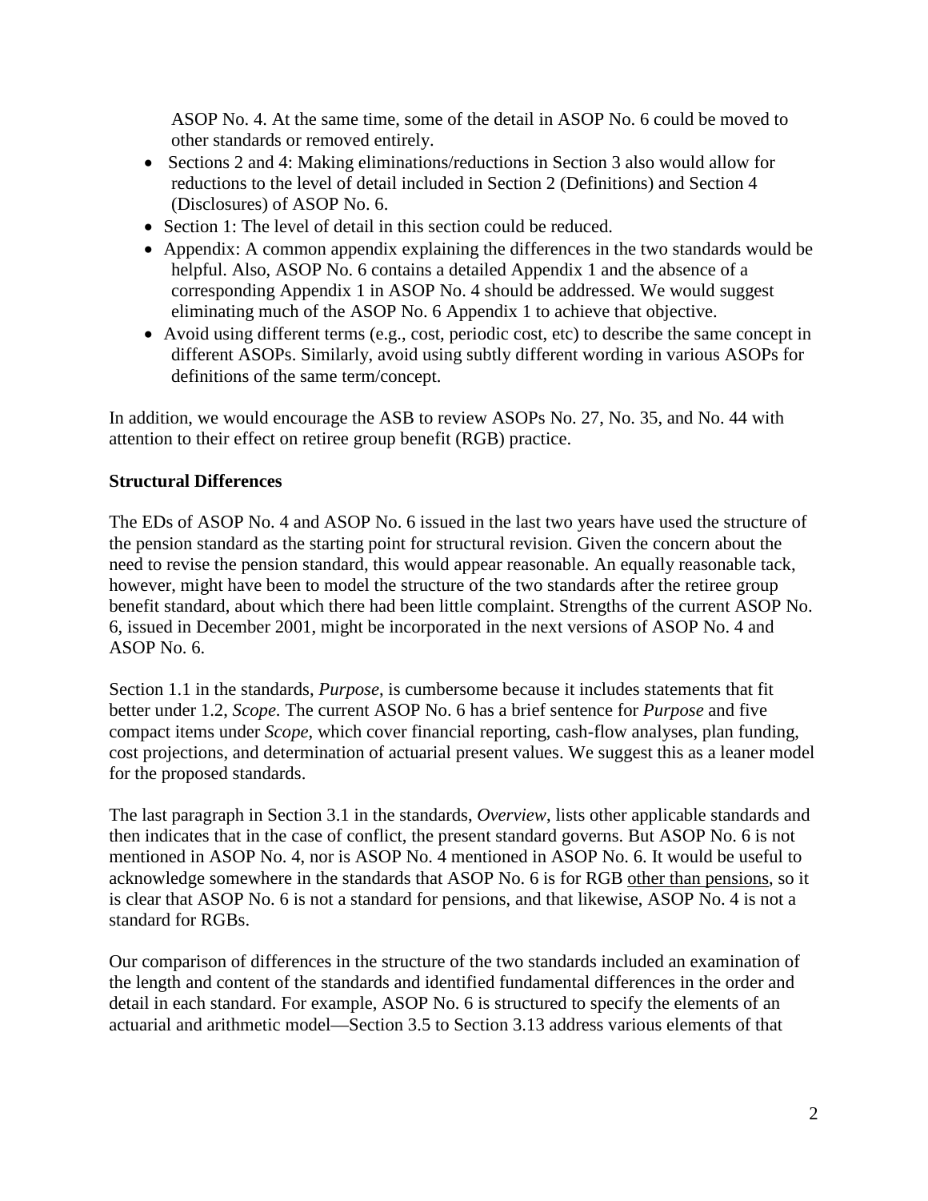ASOP No. 4. At the same time, some of the detail in ASOP No. 6 could be moved to other standards or removed entirely.

- Sections 2 and 4: Making eliminations/reductions in Section 3 also would allow for reductions to the level of detail included in Section 2 (Definitions) and Section 4 (Disclosures) of ASOP No. 6.
- Section 1: The level of detail in this section could be reduced.
- Appendix: A common appendix explaining the differences in the two standards would be helpful. Also, ASOP No. 6 contains a detailed Appendix 1 and the absence of a corresponding Appendix 1 in ASOP No. 4 should be addressed. We would suggest eliminating much of the ASOP No. 6 Appendix 1 to achieve that objective.
- Avoid using different terms (e.g., cost, periodic cost, etc) to describe the same concept in different ASOPs. Similarly, avoid using subtly different wording in various ASOPs for definitions of the same term/concept.

In addition, we would encourage the ASB to review ASOPs No. 27, No. 35, and No. 44 with attention to their effect on retiree group benefit (RGB) practice.

**Structural Differences**

The EDs of ASOP No. 4 and ASOP No. 6 issued in the last two years have used the structure of the pension standard as the starting point for structural revision. Given the concern about the need to revise the pension standard, this would appear reasonable. An equally reasonable tack, however, might have been to model the structure of the two standards after the retiree group benefit standard, about which there had been little complaint. Strengths of the current ASOP No. 6, issued in December 2001, might be incorporated in the next versions of ASOP No. 4 and ASOP No. 6.

Section 1.1 in the standards, *Purpose*, is cumbersome because it includes statements that fit better under 1.2, *Scope*. The current ASOP No. 6 has a brief sentence for *Purpose* and five compact items under *Scope*, which cover financial reporting, cash-flow analyses, plan funding, cost projections, and determination of actuarial present values. We suggest this as a leaner model for the proposed standards.

The last paragraph in Section 3.1 in the standards, *Overview*, lists other applicable standards and then indicates that in the case of conflict, the present standard governs. But ASOP No. 6 is not mentioned in ASOP No. 4, nor is ASOP No. 4 mentioned in ASOP No. 6. It would be useful to acknowledge somewhere in the standards that ASOP No. 6 is for RGB other than pensions, so it is clear that ASOP No. 6 is not a standard for pensions, and that likewise, ASOP No. 4 is not a standard for RGBs.

Our comparison of differences in the structure of the two standards included an examination of the length and content of the standards and identified fundamental differences in the order and detail in each standard. For example, ASOP No. 6 is structured to specify the elements of an actuarial and arithmetic model—Section 3.5 to Section 3.13 address various elements of that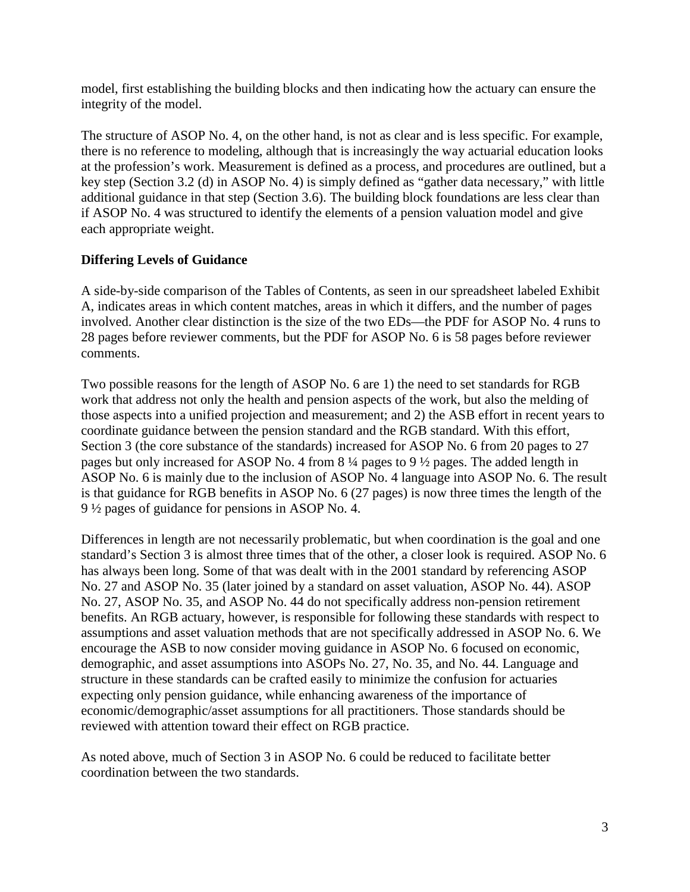model, first establishing the building blocks and then indicating how the actuary can ensure the integrity of the model.

The structure of ASOP No. 4, on the other hand, is not as clear and is less specific. For example, there is no reference to modeling, although that is increasingly the way actuarial education looks at the profession's work. Measurement is defined as a process, and procedures are outlined, but a key step (Section 3.2 (d) in ASOP No. 4) is simply defined as "gather data necessary," with little additional guidance in that step (Section 3.6). The building block foundations are less clear than if ASOP No. 4 was structured to identify the elements of a pension valuation model and give each appropriate weight.

**Differing Levels of Guidance**

A side-by-side comparison of the Tables of Contents, as seen in our spreadsheet labeled Exhibit A, indicates areas in which content matches, areas in which it differs, and the number of pages involved. Another clear distinction is the size of the two EDs—the PDF for ASOP No. 4 runs to 28 pages before reviewer comments, but the PDF for ASOP No. 6 is 58 pages before reviewer comments.

Two possible reasons for the length of ASOP No. 6 are 1) the need to set standards for RGB work that address not only the health and pension aspects of the work, but also the melding of those aspects into a unified projection and measurement; and 2) the ASB effort in recent years to coordinate guidance between the pension standard and the RGB standard. With this effort, Section 3 (the core substance of the standards) increased for ASOP No. 6 from 20 pages to 27 pages but only increased for ASOP No. 4 from 8 ¼ pages to 9 ½ pages. The added length in ASOP No. 6 is mainly due to the inclusion of ASOP No. 4 language into ASOP No. 6. The result is that guidance for RGB benefits in ASOP No. 6 (27 pages) is now three times the length of the 9 ½ pages of guidance for pensions in ASOP No. 4.

Differences in length are not necessarily problematic, but when coordination is the goal and one standard's Section 3 is almost three times that of the other, a closer look is required. ASOP No. 6 has always been long. Some of that was dealt with in the 2001 standard by referencing ASOP No. 27 and ASOP No. 35 (later joined by a standard on asset valuation, ASOP No. 44). ASOP No. 27, ASOP No. 35, and ASOP No. 44 do not specifically address non-pension retirement benefits. An RGB actuary, however, is responsible for following these standards with respect to assumptions and asset valuation methods that are not specifically addressed in ASOP No. 6. We encourage the ASB to now consider moving guidance in ASOP No. 6 focused on economic, demographic, and asset assumptions into ASOPs No. 27, No. 35, and No. 44. Language and structure in these standards can be crafted easily to minimize the confusion for actuaries expecting only pension guidance, while enhancing awareness of the importance of economic/demographic/asset assumptions for all practitioners. Those standards should be reviewed with attention toward their effect on RGB practice.

As noted above, much of Section 3 in ASOP No. 6 could be reduced to facilitate better coordination between the two standards.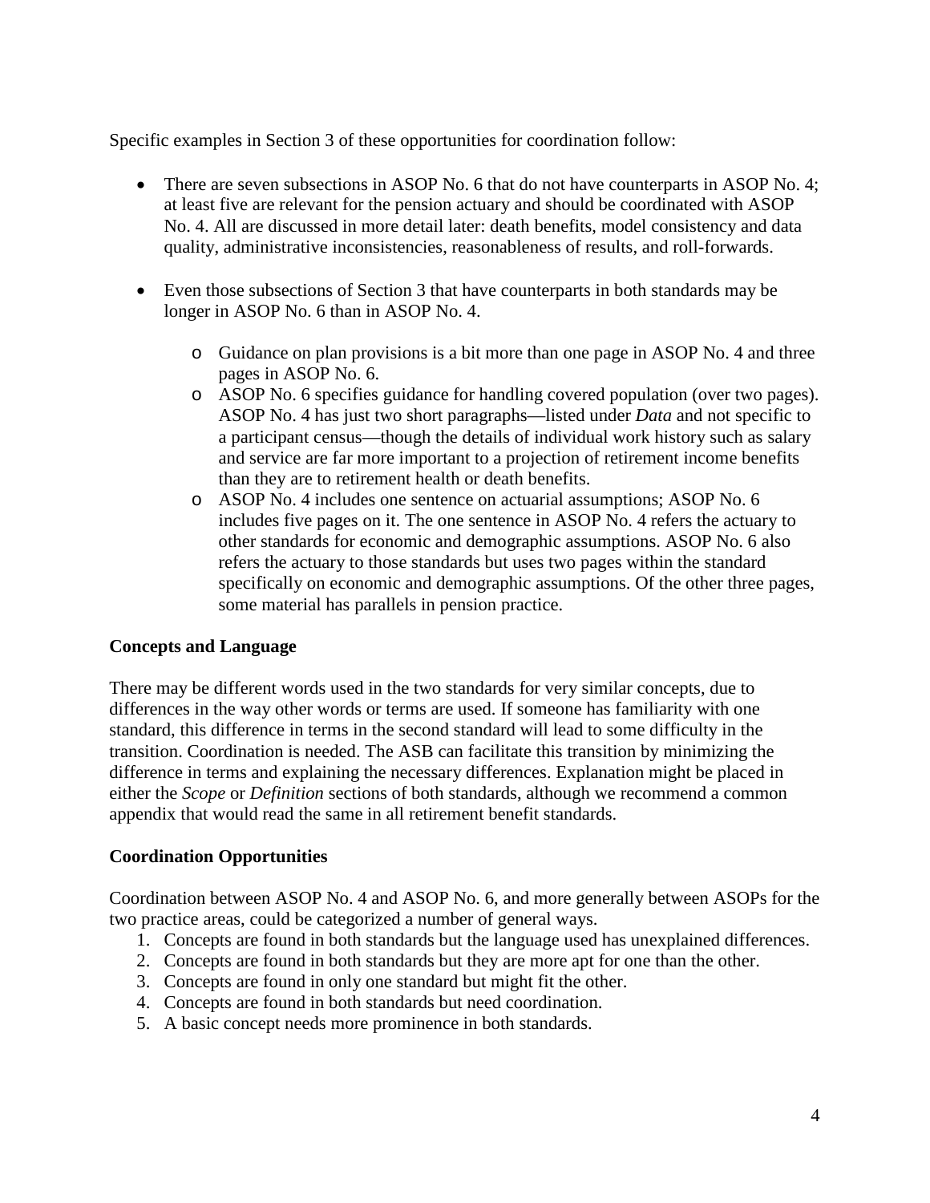Specific examples in Section 3 of these opportunities for coordination follow:

- There are seven subsections in ASOP No. 6 that do not have counterparts in ASOP No. 4; at least five are relevant for the pension actuary and should be coordinated with ASOP No. 4. All are discussed in more detail later: death benefits, model consistency and data quality, administrative inconsistencies, reasonableness of results, and roll-forwards.

- Even those subsections of Section 3 that have counterparts in both standards may be longer in ASOP No. 6 than in ASOP No. 4.
  - Guidance on plan provisions is a bit more than one page in ASOP No. 4 and three pages in ASOP No. 6.
  - ASOP No. 6 specifies guidance for handling covered population (over two pages). ASOP No. 4 has just two short paragraphs—listed under *Data* and not specific to a participant census—though the details of individual work history such as salary and service are far more important to a projection of retirement income benefits than they are to retirement health or death benefits.
  - ASOP No. 4 includes one sentence on actuarial assumptions; ASOP No. 6 includes five pages on it. The one sentence in ASOP No. 4 refers the actuary to other standards for economic and demographic assumptions. ASOP No. 6 also refers the actuary to those standards but uses two pages within the standard specifically on economic and demographic assumptions. Of the other three pages, some material has parallels in pension practice.

**Concepts and Language**

There may be different words used in the two standards for very similar concepts, due to differences in the way other words or terms are used. If someone has familiarity with one standard, this difference in terms in the second standard will lead to some difficulty in the transition. Coordination is needed. The ASB can facilitate this transition by minimizing the difference in terms and explaining the necessary differences. Explanation might be placed in either the *Scope* or *Definition* sections of both standards, although we recommend a common appendix that would read the same in all retirement benefit standards.

**Coordination Opportunities**

Coordination between ASOP No. 4 and ASOP No. 6, and more generally between ASOPs for the two practice areas, could be categorized a number of general ways.

1. Concepts are found in both standards but the language used has unexplained differences.
2. Concepts are found in both standards but they are more apt for one than the other.
3. Concepts are found in only one standard but might fit the other.
4. Concepts are found in both standards but need coordination.
5. A basic concept needs more prominence in both standards.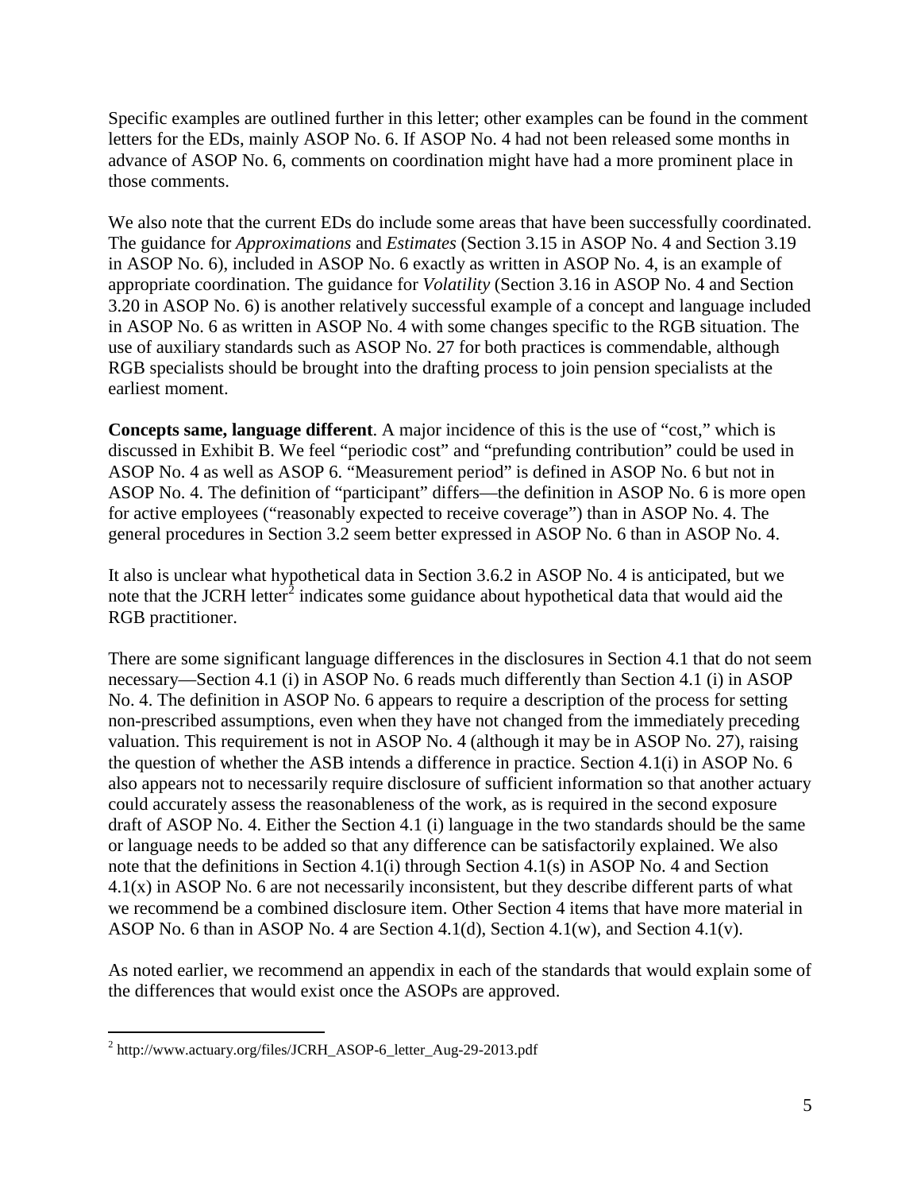Specific examples are outlined further in this letter; other examples can be found in the comment letters for the EDs, mainly ASOP No. 6. If ASOP No. 4 had not been released some months in advance of ASOP No. 6, comments on coordination might have had a more prominent place in those comments.

We also note that the current EDs do include some areas that have been successfully coordinated. The guidance for *Approximations* and *Estimates* (Section 3.15 in ASOP No. 4 and Section 3.19 in ASOP No. 6), included in ASOP No. 6 exactly as written in ASOP No. 4, is an example of appropriate coordination. The guidance for *Volatility* (Section 3.16 in ASOP No. 4 and Section 3.20 in ASOP No. 6) is another relatively successful example of a concept and language included in ASOP No. 6 as written in ASOP No. 4 with some changes specific to the RGB situation. The use of auxiliary standards such as ASOP No. 27 for both practices is commendable, although RGB specialists should be brought into the drafting process to join pension specialists at the earliest moment.

**Concepts same, language different**. A major incidence of this is the use of "cost," which is discussed in Exhibit B. We feel "periodic cost" and "prefunding contribution" could be used in ASOP No. 4 as well as ASOP 6. "Measurement period" is defined in ASOP No. 6 but not in ASOP No. 4. The definition of "participant" differs—the definition in ASOP No. 6 is more open for active employees ("reasonably expected to receive coverage") than in ASOP No. 4. The general procedures in Section 3.2 seem better expressed in ASOP No. 6 than in ASOP No. 4.

It also is unclear what hypothetical data in Section 3.6.2 in ASOP No. 4 is anticipated, but we note that the JCRH letter[2] indicates some guidance about hypothetical data that would aid the RGB practitioner.

There are some significant language differences in the disclosures in Section 4.1 that do not seem necessary—Section 4.1 (i) in ASOP No. 6 reads much differently than Section 4.1 (i) in ASOP No. 4. The definition in ASOP No. 6 appears to require a description of the process for setting non-prescribed assumptions, even when they have not changed from the immediately preceding valuation. This requirement is not in ASOP No. 4 (although it may be in ASOP No. 27), raising the question of whether the ASB intends a difference in practice. Section 4.1(i) in ASOP No. 6 also appears not to necessarily require disclosure of sufficient information so that another actuary could accurately assess the reasonableness of the work, as is required in the second exposure draft of ASOP No. 4. Either the Section 4.1 (i) language in the two standards should be the same or language needs to be added so that any difference can be satisfactorily explained. We also note that the definitions in Section 4.1(i) through Section 4.1(s) in ASOP No. 4 and Section 4.1(x) in ASOP No. 6 are not necessarily inconsistent, but they describe different parts of what we recommend be a combined disclosure item. Other Section 4 items that have more material in ASOP No. 6 than in ASOP No. 4 are Section 4.1(d), Section 4.1(w), and Section 4.1(v).

As noted earlier, we recommend an appendix in each of the standards that would explain some of the differences that would exist once the ASOPs are approved.

[2] http://www.actuary.org/files/JCRH_ASOP-6_letter_Aug-29-2013.pdf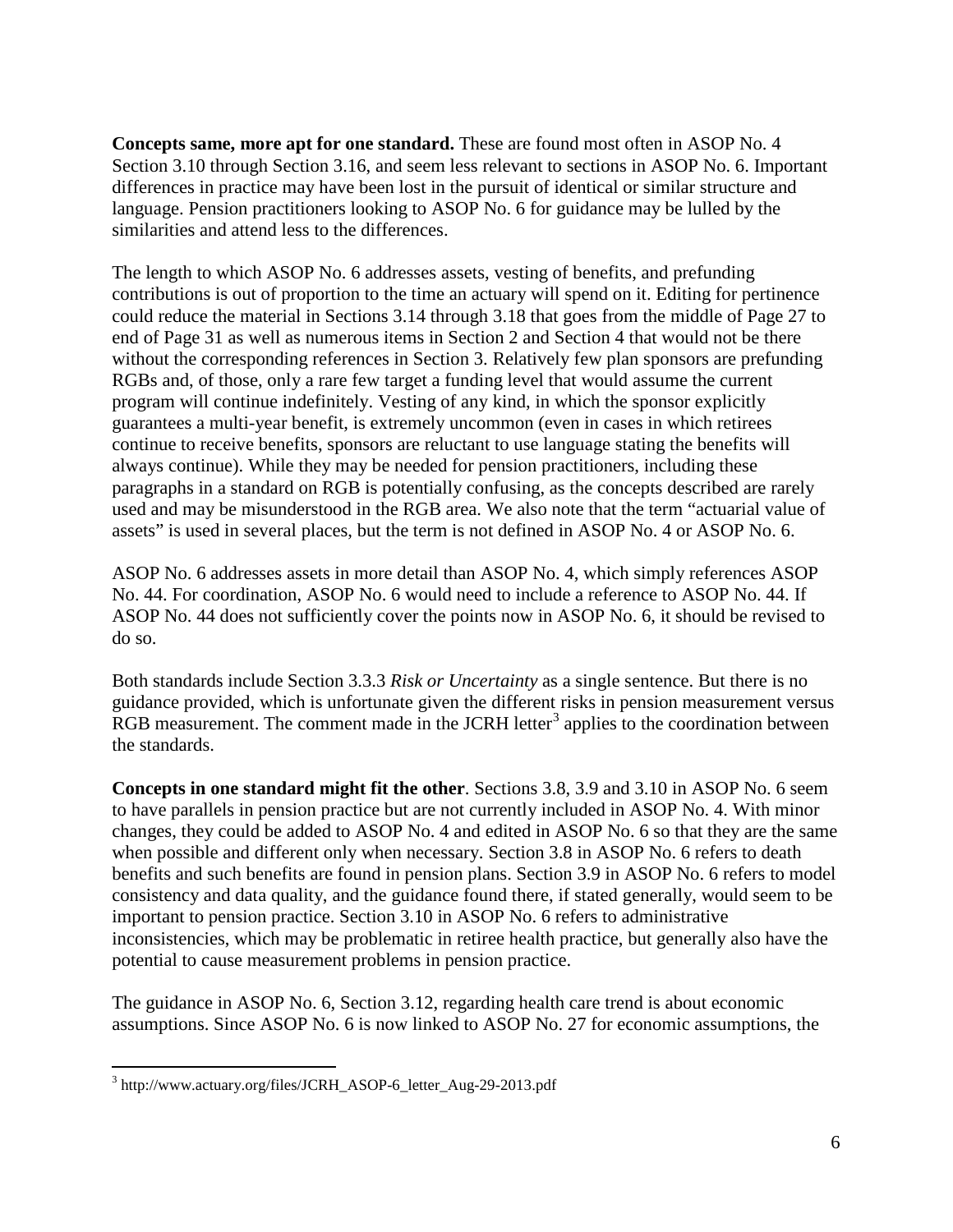**Concepts same, more apt for one standard.** These are found most often in ASOP No. 4 Section 3.10 through Section 3.16, and seem less relevant to sections in ASOP No. 6. Important differences in practice may have been lost in the pursuit of identical or similar structure and language. Pension practitioners looking to ASOP No. 6 for guidance may be lulled by the similarities and attend less to the differences.

The length to which ASOP No. 6 addresses assets, vesting of benefits, and prefunding contributions is out of proportion to the time an actuary will spend on it. Editing for pertinence could reduce the material in Sections 3.14 through 3.18 that goes from the middle of Page 27 to end of Page 31 as well as numerous items in Section 2 and Section 4 that would not be there without the corresponding references in Section 3. Relatively few plan sponsors are prefunding RGBs and, of those, only a rare few target a funding level that would assume the current program will continue indefinitely. Vesting of any kind, in which the sponsor explicitly guarantees a multi-year benefit, is extremely uncommon (even in cases in which retirees continue to receive benefits, sponsors are reluctant to use language stating the benefits will always continue). While they may be needed for pension practitioners, including these paragraphs in a standard on RGB is potentially confusing, as the concepts described are rarely used and may be misunderstood in the RGB area. We also note that the term "actuarial value of assets" is used in several places, but the term is not defined in ASOP No. 4 or ASOP No. 6.

ASOP No. 6 addresses assets in more detail than ASOP No. 4, which simply references ASOP No. 44. For coordination, ASOP No. 6 would need to include a reference to ASOP No. 44. If ASOP No. 44 does not sufficiently cover the points now in ASOP No. 6, it should be revised to do so.

Both standards include Section 3.3.3 *Risk or Uncertainty* as a single sentence. But there is no guidance provided, which is unfortunate given the different risks in pension measurement versus RGB measurement. The comment made in the JCRH letter[3] applies to the coordination between the standards.

**Concepts in one standard might fit the other**. Sections 3.8, 3.9 and 3.10 in ASOP No. 6 seem to have parallels in pension practice but are not currently included in ASOP No. 4. With minor changes, they could be added to ASOP No. 4 and edited in ASOP No. 6 so that they are the same when possible and different only when necessary. Section 3.8 in ASOP No. 6 refers to death benefits and such benefits are found in pension plans. Section 3.9 in ASOP No. 6 refers to model consistency and data quality, and the guidance found there, if stated generally, would seem to be important to pension practice. Section 3.10 in ASOP No. 6 refers to administrative inconsistencies, which may be problematic in retiree health practice, but generally also have the potential to cause measurement problems in pension practice.

The guidance in ASOP No. 6, Section 3.12, regarding health care trend is about economic assumptions. Since ASOP No. 6 is now linked to ASOP No. 27 for economic assumptions, the

[3] http://www.actuary.org/files/JCRH_ASOP-6_letter_Aug-29-2013.pdf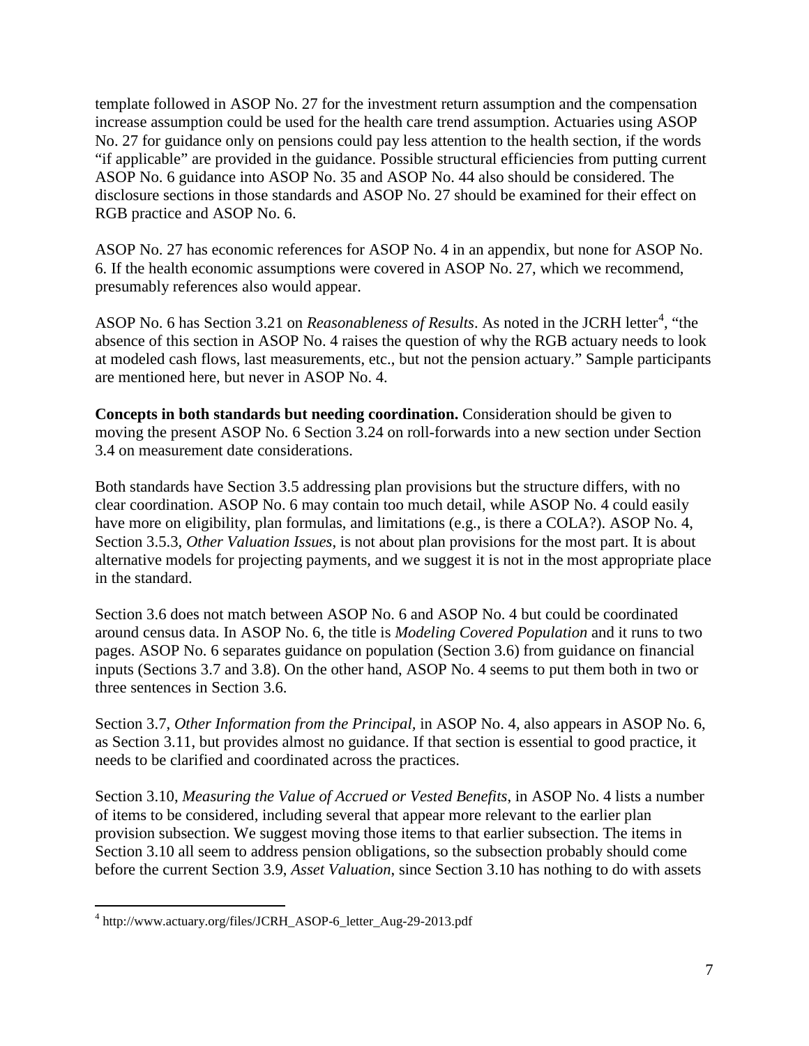template followed in ASOP No. 27 for the investment return assumption and the compensation increase assumption could be used for the health care trend assumption. Actuaries using ASOP No. 27 for guidance only on pensions could pay less attention to the health section, if the words "if applicable" are provided in the guidance. Possible structural efficiencies from putting current ASOP No. 6 guidance into ASOP No. 35 and ASOP No. 44 also should be considered. The disclosure sections in those standards and ASOP No. 27 should be examined for their effect on RGB practice and ASOP No. 6.

ASOP No. 27 has economic references for ASOP No. 4 in an appendix, but none for ASOP No. 6. If the health economic assumptions were covered in ASOP No. 27, which we recommend, presumably references also would appear.

ASOP No. 6 has Section 3.21 on *Reasonableness of Results*. As noted in the JCRH letter[4], "the absence of this section in ASOP No. 4 raises the question of why the RGB actuary needs to look at modeled cash flows, last measurements, etc., but not the pension actuary." Sample participants are mentioned here, but never in ASOP No. 4.

**Concepts in both standards but needing coordination.** Consideration should be given to moving the present ASOP No. 6 Section 3.24 on roll-forwards into a new section under Section 3.4 on measurement date considerations.

Both standards have Section 3.5 addressing plan provisions but the structure differs, with no clear coordination. ASOP No. 6 may contain too much detail, while ASOP No. 4 could easily have more on eligibility, plan formulas, and limitations (e.g., is there a COLA?). ASOP No. 4, Section 3.5.3, *Other Valuation Issues*, is not about plan provisions for the most part. It is about alternative models for projecting payments, and we suggest it is not in the most appropriate place in the standard.

Section 3.6 does not match between ASOP No. 6 and ASOP No. 4 but could be coordinated around census data. In ASOP No. 6, the title is *Modeling Covered Population* and it runs to two pages. ASOP No. 6 separates guidance on population (Section 3.6) from guidance on financial inputs (Sections 3.7 and 3.8). On the other hand, ASOP No. 4 seems to put them both in two or three sentences in Section 3.6.

Section 3.7, *Other Information from the Principal*, in ASOP No. 4, also appears in ASOP No. 6, as Section 3.11, but provides almost no guidance. If that section is essential to good practice, it needs to be clarified and coordinated across the practices.

Section 3.10, *Measuring the Value of Accrued or Vested Benefits*, in ASOP No. 4 lists a number of items to be considered, including several that appear more relevant to the earlier plan provision subsection. We suggest moving those items to that earlier subsection. The items in Section 3.10 all seem to address pension obligations, so the subsection probably should come before the current Section 3.9, *Asset Valuation*, since Section 3.10 has nothing to do with assets

[4] http://www.actuary.org/files/JCRH_ASOP-6_letter_Aug-29-2013.pdf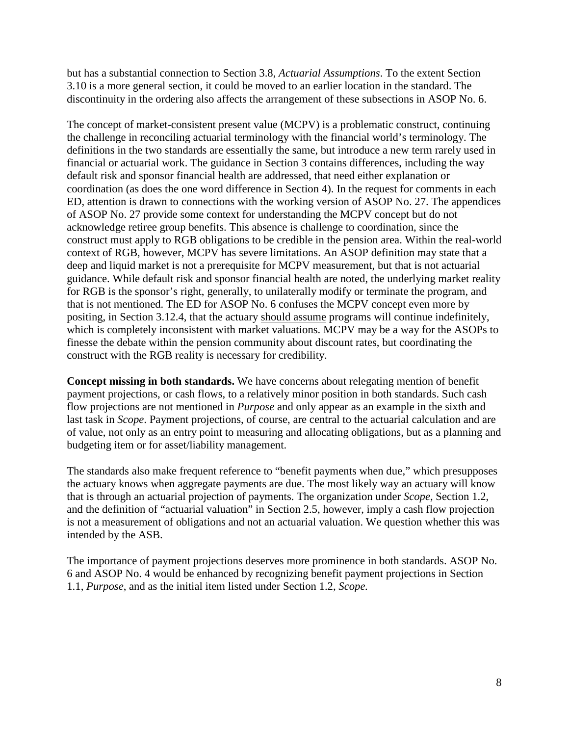but has a substantial connection to Section 3.8, *Actuarial Assumptions*. To the extent Section 3.10 is a more general section, it could be moved to an earlier location in the standard. The discontinuity in the ordering also affects the arrangement of these subsections in ASOP No. 6.

The concept of market-consistent present value (MCPV) is a problematic construct, continuing the challenge in reconciling actuarial terminology with the financial world's terminology. The definitions in the two standards are essentially the same, but introduce a new term rarely used in financial or actuarial work. The guidance in Section 3 contains differences, including the way default risk and sponsor financial health are addressed, that need either explanation or coordination (as does the one word difference in Section 4). In the request for comments in each ED, attention is drawn to connections with the working version of ASOP No. 27. The appendices of ASOP No. 27 provide some context for understanding the MCPV concept but do not acknowledge retiree group benefits. This absence is challenge to coordination, since the construct must apply to RGB obligations to be credible in the pension area. Within the real-world context of RGB, however, MCPV has severe limitations. An ASOP definition may state that a deep and liquid market is not a prerequisite for MCPV measurement, but that is not actuarial guidance. While default risk and sponsor financial health are noted, the underlying market reality for RGB is the sponsor's right, generally, to unilaterally modify or terminate the program, and that is not mentioned. The ED for ASOP No. 6 confuses the MCPV concept even more by positing, in Section 3.12.4, that the actuary should assume programs will continue indefinitely, which is completely inconsistent with market valuations. MCPV may be a way for the ASOPs to finesse the debate within the pension community about discount rates, but coordinating the construct with the RGB reality is necessary for credibility.

**Concept missing in both standards.** We have concerns about relegating mention of benefit payment projections, or cash flows, to a relatively minor position in both standards. Such cash flow projections are not mentioned in *Purpose* and only appear as an example in the sixth and last task in *Scope*. Payment projections, of course, are central to the actuarial calculation and are of value, not only as an entry point to measuring and allocating obligations, but as a planning and budgeting item or for asset/liability management.

The standards also make frequent reference to "benefit payments when due," which presupposes the actuary knows when aggregate payments are due. The most likely way an actuary will know that is through an actuarial projection of payments. The organization under *Scope*, Section 1.2, and the definition of "actuarial valuation" in Section 2.5, however, imply a cash flow projection is not a measurement of obligations and not an actuarial valuation. We question whether this was intended by the ASB.

The importance of payment projections deserves more prominence in both standards. ASOP No. 6 and ASOP No. 4 would be enhanced by recognizing benefit payment projections in Section 1.1, *Purpose*, and as the initial item listed under Section 1.2, *Scope.*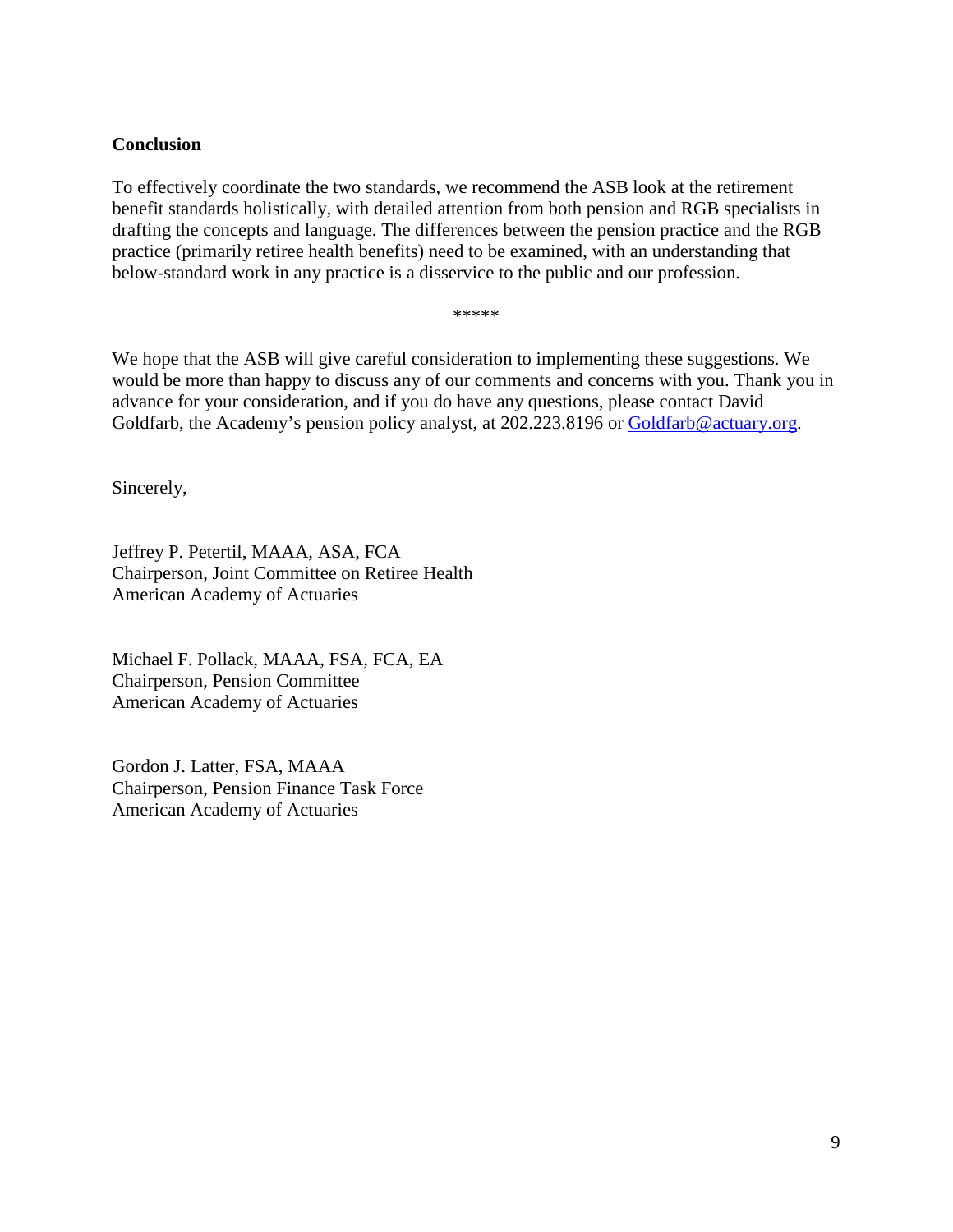**Conclusion**

To effectively coordinate the two standards, we recommend the ASB look at the retirement benefit standards holistically, with detailed attention from both pension and RGB specialists in drafting the concepts and language. The differences between the pension practice and the RGB practice (primarily retiree health benefits) need to be examined, with an understanding that below-standard work in any practice is a disservice to the public and our profession.

*****

We hope that the ASB will give careful consideration to implementing these suggestions. We would be more than happy to discuss any of our comments and concerns with you. Thank you in advance for your consideration, and if you do have any questions, please contact David Goldfarb, the Academy's pension policy analyst, at 202.223.8196 or Goldfarb@actuary.org.

Sincerely,

Jeffrey P. Petertil, MAAA, ASA, FCA
Chairperson, Joint Committee on Retiree Health
American Academy of Actuaries

Michael F. Pollack, MAAA, FSA, FCA, EA
Chairperson, Pension Committee
American Academy of Actuaries

Gordon J. Latter, FSA, MAAA
Chairperson, Pension Finance Task Force
American Academy of Actuaries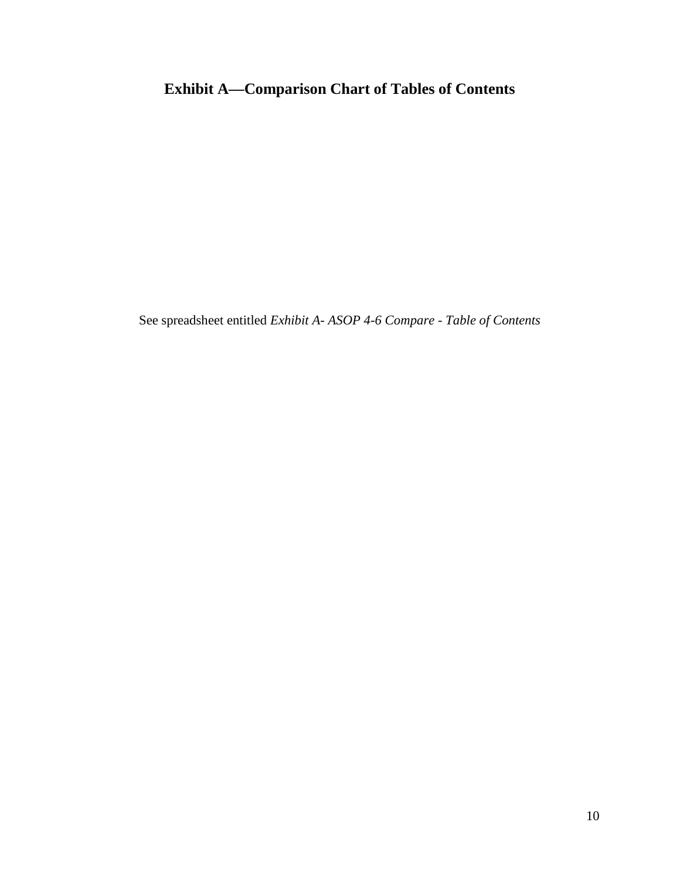# Exhibit A—Comparison Chart of Tables of Contents

See spreadsheet entitled *Exhibit A- ASOP 4-6 Compare - Table of Contents*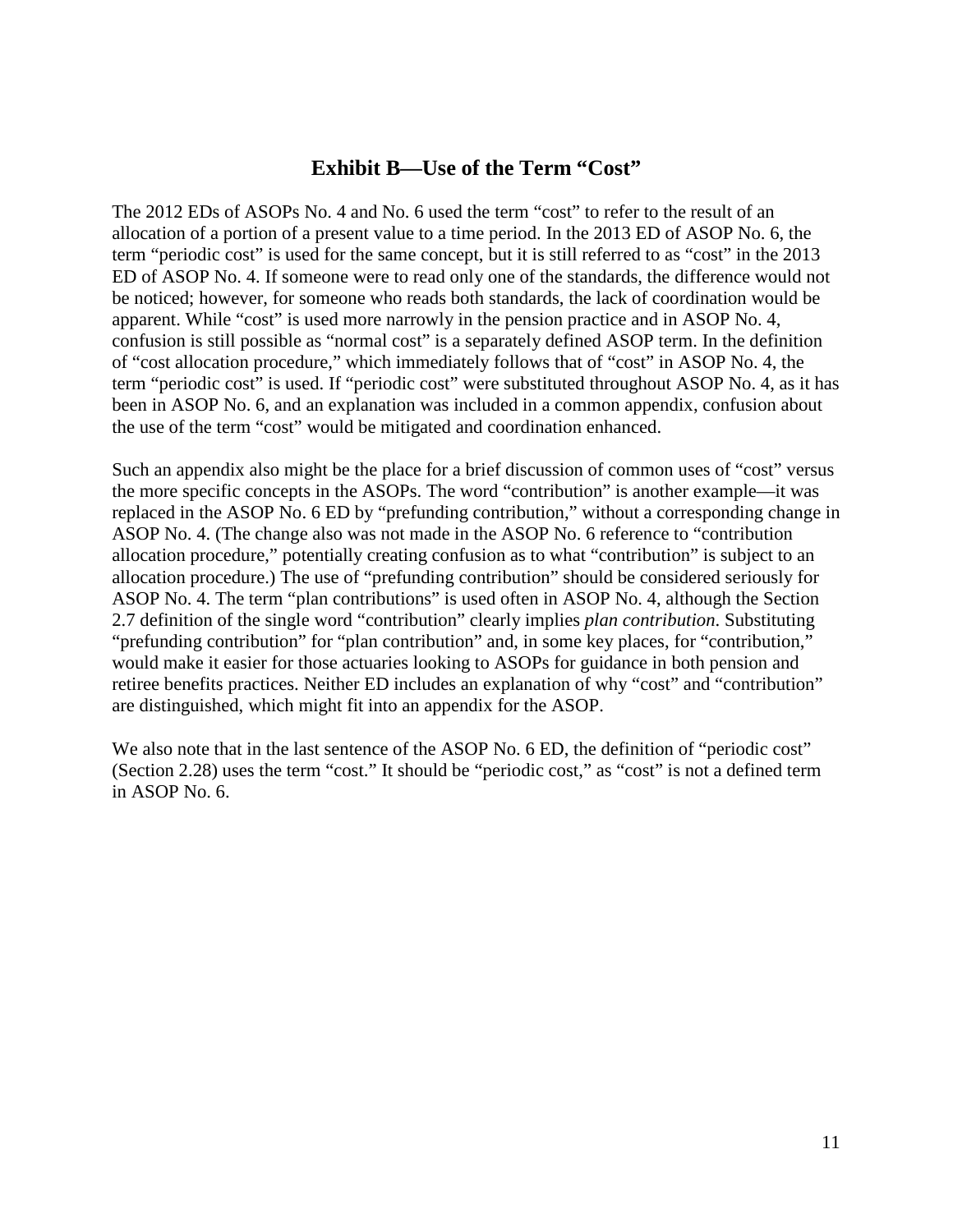## Exhibit B—Use of the Term "Cost"

The 2012 EDs of ASOPs No. 4 and No. 6 used the term "cost" to refer to the result of an allocation of a portion of a present value to a time period. In the 2013 ED of ASOP No. 6, the term "periodic cost" is used for the same concept, but it is still referred to as "cost" in the 2013 ED of ASOP No. 4. If someone were to read only one of the standards, the difference would not be noticed; however, for someone who reads both standards, the lack of coordination would be apparent. While "cost" is used more narrowly in the pension practice and in ASOP No. 4, confusion is still possible as "normal cost" is a separately defined ASOP term. In the definition of "cost allocation procedure," which immediately follows that of "cost" in ASOP No. 4, the term "periodic cost" is used. If "periodic cost" were substituted throughout ASOP No. 4, as it has been in ASOP No. 6, and an explanation was included in a common appendix, confusion about the use of the term "cost" would be mitigated and coordination enhanced.

Such an appendix also might be the place for a brief discussion of common uses of "cost" versus the more specific concepts in the ASOPs. The word "contribution" is another example—it was replaced in the ASOP No. 6 ED by "prefunding contribution," without a corresponding change in ASOP No. 4. (The change also was not made in the ASOP No. 6 reference to "contribution allocation procedure," potentially creating confusion as to what "contribution" is subject to an allocation procedure.) The use of "prefunding contribution" should be considered seriously for ASOP No. 4. The term "plan contributions" is used often in ASOP No. 4, although the Section 2.7 definition of the single word "contribution" clearly implies *plan contribution*. Substituting "prefunding contribution" for "plan contribution" and, in some key places, for "contribution," would make it easier for those actuaries looking to ASOPs for guidance in both pension and retiree benefits practices. Neither ED includes an explanation of why "cost" and "contribution" are distinguished, which might fit into an appendix for the ASOP.

We also note that in the last sentence of the ASOP No. 6 ED, the definition of "periodic cost" (Section 2.28) uses the term "cost." It should be "periodic cost," as "cost" is not a defined term in ASOP No. 6.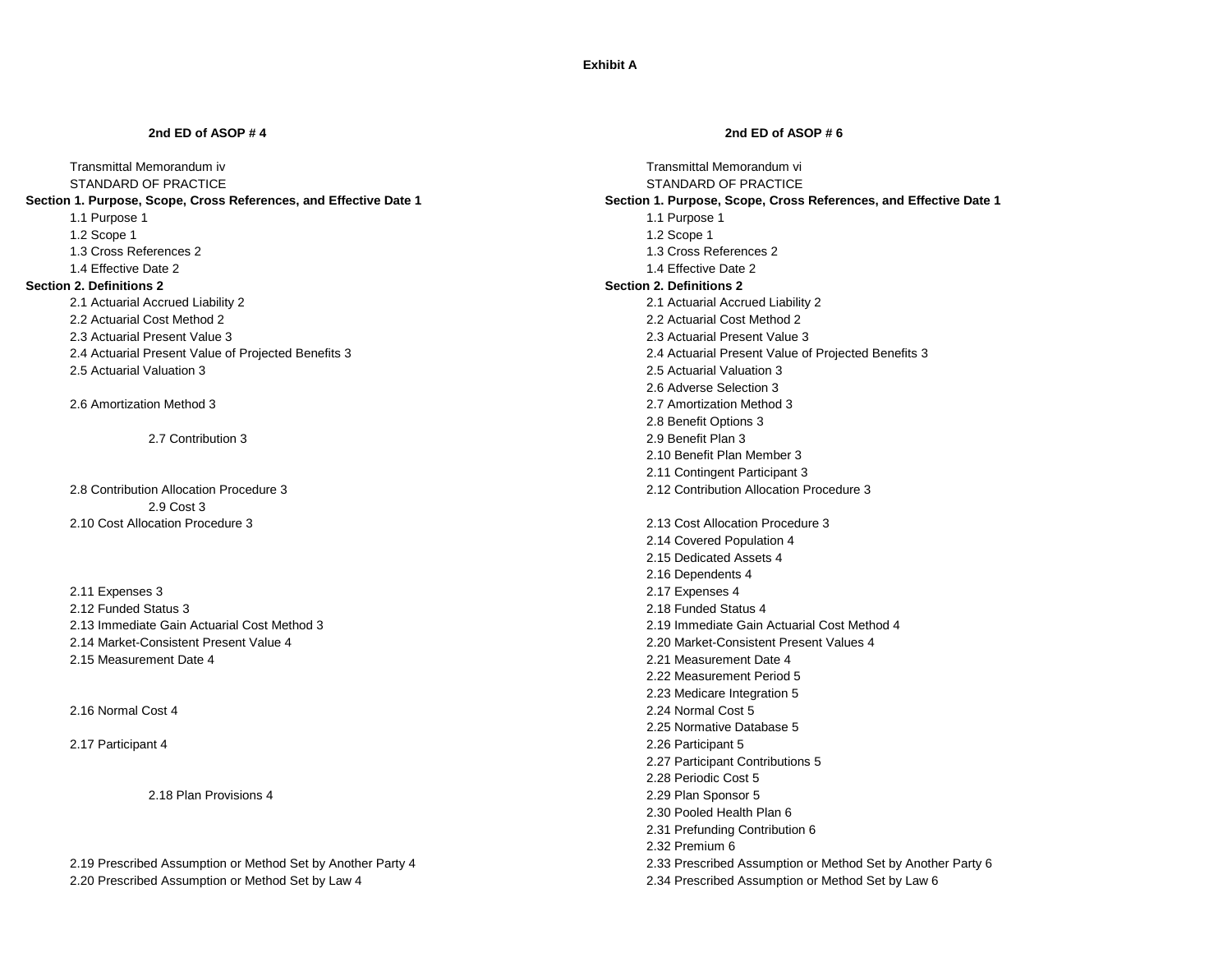**Exhibit A**

| 2nd ED of ASOP # 4 | 2nd ED of ASOP # 6 |
|---|---|
| Transmittal Memorandum iv | Transmittal Memorandum vi |
| STANDARD OF PRACTICE | STANDARD OF PRACTICE |
| **Section 1. Purpose, Scope, Cross References, and Effective Date 1** | **Section 1. Purpose, Scope, Cross References, and Effective Date 1** |
| 1.1 Purpose 1 | 1.1 Purpose 1 |
| 1.2 Scope 1 | 1.2 Scope 1 |
| 1.3 Cross References 2 | 1.3 Cross References 2 |
| 1.4 Effective Date 2 | 1.4 Effective Date 2 |
| **Section 2. Definitions 2** | **Section 2. Definitions 2** |
| 2.1 Actuarial Accrued Liability 2 | 2.1 Actuarial Accrued Liability 2 |
| 2.2 Actuarial Cost Method 2 | 2.2 Actuarial Cost Method 2 |
| 2.3 Actuarial Present Value 3 | 2.3 Actuarial Present Value 3 |
| 2.4 Actuarial Present Value of Projected Benefits 3 | 2.4 Actuarial Present Value of Projected Benefits 3 |
| 2.5 Actuarial Valuation 3 | 2.5 Actuarial Valuation 3 |
| | 2.6 Adverse Selection 3 |
| 2.6 Amortization Method 3 | 2.7 Amortization Method 3 |
| | 2.8 Benefit Options 3 |
| 2.7 Contribution 3 | 2.9 Benefit Plan 3 |
| | 2.10 Benefit Plan Member 3 |
| | 2.11 Contingent Participant 3 |
| 2.8 Contribution Allocation Procedure 3 | 2.12 Contribution Allocation Procedure 3 |
| 2.9 Cost 3 | |
| 2.10 Cost Allocation Procedure 3 | 2.13 Cost Allocation Procedure 3 |
| | 2.14 Covered Population 4 |
| | 2.15 Dedicated Assets 4 |
| | 2.16 Dependents 4 |
| 2.11 Expenses 3 | 2.17 Expenses 4 |
| 2.12 Funded Status 3 | 2.18 Funded Status 4 |
| 2.13 Immediate Gain Actuarial Cost Method 3 | 2.19 Immediate Gain Actuarial Cost Method 4 |
| 2.14 Market-Consistent Present Value 4 | 2.20 Market-Consistent Present Values 4 |
| 2.15 Measurement Date 4 | 2.21 Measurement Date 4 |
| | 2.22 Measurement Period 5 |
| | 2.23 Medicare Integration 5 |
| 2.16 Normal Cost 4 | 2.24 Normal Cost 5 |
| | 2.25 Normative Database 5 |
| 2.17 Participant 4 | 2.26 Participant 5 |
| | 2.27 Participant Contributions 5 |
| | 2.28 Periodic Cost 5 |
| 2.18 Plan Provisions 4 | 2.29 Plan Sponsor 5 |
| | 2.30 Pooled Health Plan 6 |
| | 2.31 Prefunding Contribution 6 |
| | 2.32 Premium 6 |
| 2.19 Prescribed Assumption or Method Set by Another Party 4 | 2.33 Prescribed Assumption or Method Set by Another Party 6 |
| 2.20 Prescribed Assumption or Method Set by Law 4 | 2.34 Prescribed Assumption or Method Set by Law 6 |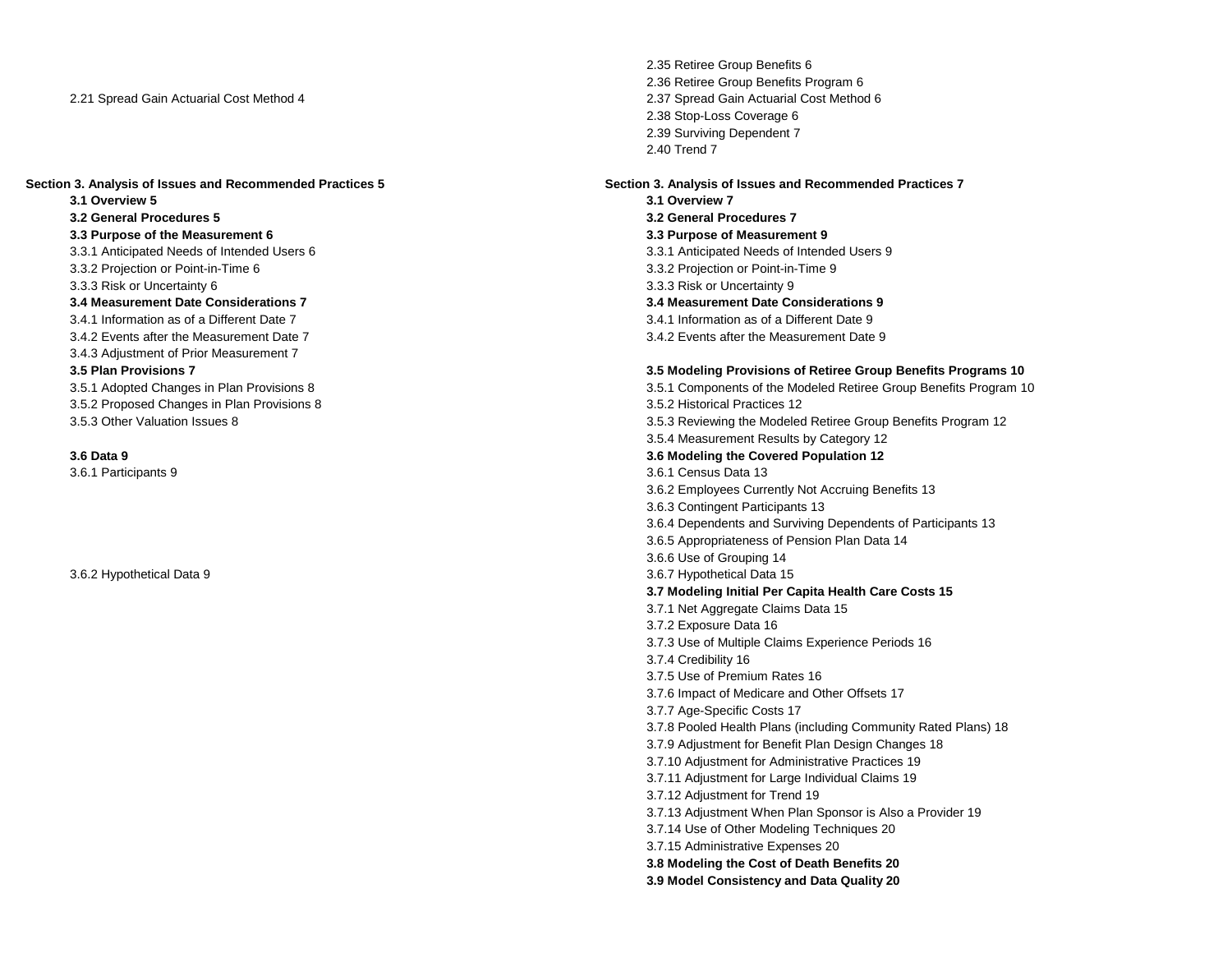| | |
|---|---|
| | 2.35 Retiree Group Benefits 6 |
| | 2.36 Retiree Group Benefits Program 6 |
| 2.21 Spread Gain Actuarial Cost Method 4 | 2.37 Spread Gain Actuarial Cost Method 6 |
| | 2.38 Stop-Loss Coverage 6 |
| | 2.39 Surviving Dependent 7 |
| | 2.40 Trend 7 |
| **Section 3. Analysis of Issues and Recommended Practices 5** | **Section 3. Analysis of Issues and Recommended Practices 7** |
| **3.1 Overview 5** | **3.1 Overview 7** |
| **3.2 General Procedures 5** | **3.2 General Procedures 7** |
| **3.3 Purpose of the Measurement 6** | **3.3 Purpose of Measurement 9** |
| 3.3.1 Anticipated Needs of Intended Users 6 | 3.3.1 Anticipated Needs of Intended Users 9 |
| 3.3.2 Projection or Point-in-Time 6 | 3.3.2 Projection or Point-in-Time 9 |
| 3.3.3 Risk or Uncertainty 6 | 3.3.3 Risk or Uncertainty 9 |
| **3.4 Measurement Date Considerations 7** | **3.4 Measurement Date Considerations 9** |
| 3.4.1 Information as of a Different Date 7 | 3.4.1 Information as of a Different Date 9 |
| 3.4.2 Events after the Measurement Date 7 | 3.4.2 Events after the Measurement Date 9 |
| 3.4.3 Adjustment of Prior Measurement 7 | |
| **3.5 Plan Provisions 7** | **3.5 Modeling Provisions of Retiree Group Benefits Programs 10** |
| 3.5.1 Adopted Changes in Plan Provisions 8 | 3.5.1 Components of the Modeled Retiree Group Benefits Program 10 |
| 3.5.2 Proposed Changes in Plan Provisions 8 | 3.5.2 Historical Practices 12 |
| 3.5.3 Other Valuation Issues 8 | 3.5.3 Reviewing the Modeled Retiree Group Benefits Program 12 |
| | 3.5.4 Measurement Results by Category 12 |
| **3.6 Data 9** | **3.6 Modeling the Covered Population 12** |
| 3.6.1 Participants 9 | 3.6.1 Census Data 13 |
| | 3.6.2 Employees Currently Not Accruing Benefits 13 |
| | 3.6.3 Contingent Participants 13 |
| | 3.6.4 Dependents and Surviving Dependents of Participants 13 |
| | 3.6.5 Appropriateness of Pension Plan Data 14 |
| | 3.6.6 Use of Grouping 14 |
| 3.6.2 Hypothetical Data 9 | 3.6.7 Hypothetical Data 15 |
| | **3.7 Modeling Initial Per Capita Health Care Costs 15** |
| | 3.7.1 Net Aggregate Claims Data 15 |
| | 3.7.2 Exposure Data 16 |
| | 3.7.3 Use of Multiple Claims Experience Periods 16 |
| | 3.7.4 Credibility 16 |
| | 3.7.5 Use of Premium Rates 16 |
| | 3.7.6 Impact of Medicare and Other Offsets 17 |
| | 3.7.7 Age-Specific Costs 17 |
| | 3.7.8 Pooled Health Plans (including Community Rated Plans) 18 |
| | 3.7.9 Adjustment for Benefit Plan Design Changes 18 |
| | 3.7.10 Adjustment for Administrative Practices 19 |
| | 3.7.11 Adjustment for Large Individual Claims 19 |
| | 3.7.12 Adjustment for Trend 19 |
| | 3.7.13 Adjustment When Plan Sponsor is Also a Provider 19 |
| | 3.7.14 Use of Other Modeling Techniques 20 |
| | 3.7.15 Administrative Expenses 20 |
| | **3.8 Modeling the Cost of Death Benefits 20** |
| | **3.9 Model Consistency and Data Quality 20** |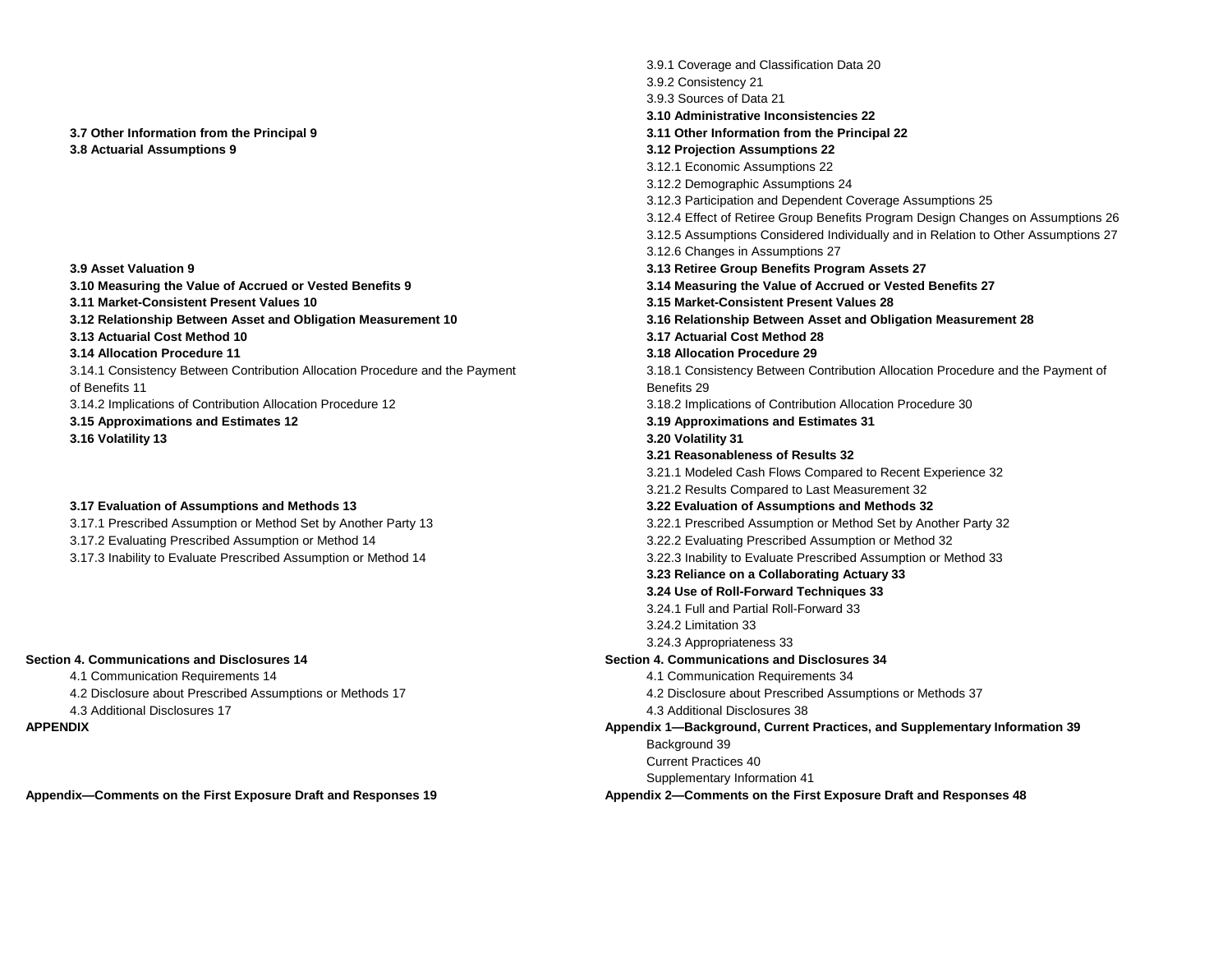**3.7 Other Information from the Principal 9**
**3.8 Actuarial Assumptions 9**

**3.9 Asset Valuation 9**
**3.10 Measuring the Value of Accrued or Vested Benefits 9**
**3.11 Market-Consistent Present Values 10**
**3.12 Relationship Between Asset and Obligation Measurement 10**
**3.13 Actuarial Cost Method 10**
**3.14 Allocation Procedure 11**
3.14.1 Consistency Between Contribution Allocation Procedure and the Payment of Benefits 11
3.14.2 Implications of Contribution Allocation Procedure 12
**3.15 Approximations and Estimates 12**
**3.16 Volatility 13**

**3.17 Evaluation of Assumptions and Methods 13**
3.17.1 Prescribed Assumption or Method Set by Another Party 13
3.17.2 Evaluating Prescribed Assumption or Method 14
3.17.3 Inability to Evaluate Prescribed Assumption or Method 14

**Section 4. Communications and Disclosures 14**
4.1 Communication Requirements 14
4.2 Disclosure about Prescribed Assumptions or Methods 17
4.3 Additional Disclosures 17

**APPENDIX**

**Appendix—Comments on the First Exposure Draft and Responses 19**

3.9.1 Coverage and Classification Data 20
3.9.2 Consistency 21
3.9.3 Sources of Data 21
**3.10 Administrative Inconsistencies 22**
**3.11 Other Information from the Principal 22**
**3.12 Projection Assumptions 22**
3.12.1 Economic Assumptions 22
3.12.2 Demographic Assumptions 24
3.12.3 Participation and Dependent Coverage Assumptions 25
3.12.4 Effect of Retiree Group Benefits Program Design Changes on Assumptions 26
3.12.5 Assumptions Considered Individually and in Relation to Other Assumptions 27
3.12.6 Changes in Assumptions 27
**3.13 Retiree Group Benefits Program Assets 27**
**3.14 Measuring the Value of Accrued or Vested Benefits 27**
**3.15 Market-Consistent Present Values 28**
**3.16 Relationship Between Asset and Obligation Measurement 28**
**3.17 Actuarial Cost Method 28**
**3.18 Allocation Procedure 29**
3.18.1 Consistency Between Contribution Allocation Procedure and the Payment of Benefits 29
3.18.2 Implications of Contribution Allocation Procedure 30
**3.19 Approximations and Estimates 31**
**3.20 Volatility 31**
**3.21 Reasonableness of Results 32**
3.21.1 Modeled Cash Flows Compared to Recent Experience 32
3.21.2 Results Compared to Last Measurement 32
**3.22 Evaluation of Assumptions and Methods 32**
3.22.1 Prescribed Assumption or Method Set by Another Party 32
3.22.2 Evaluating Prescribed Assumption or Method 32
3.22.3 Inability to Evaluate Prescribed Assumption or Method 33
**3.23 Reliance on a Collaborating Actuary 33**
**3.24 Use of Roll-Forward Techniques 33**
3.24.1 Full and Partial Roll-Forward 33
3.24.2 Limitation 33
3.24.3 Appropriateness 33

**Section 4. Communications and Disclosures 34**
4.1 Communication Requirements 34
4.2 Disclosure about Prescribed Assumptions or Methods 37
4.3 Additional Disclosures 38

**Appendix 1—Background, Current Practices, and Supplementary Information 39**
Background 39
Current Practices 40
Supplementary Information 41

**Appendix 2—Comments on the First Exposure Draft and Responses 48**